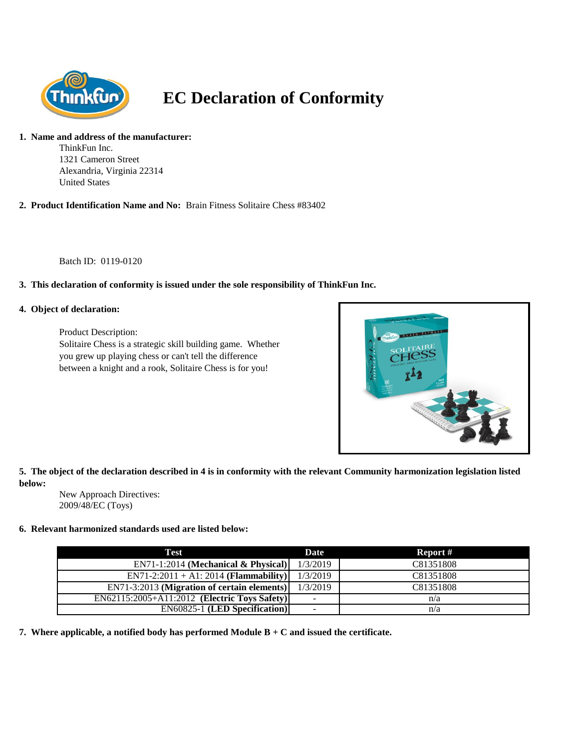# EC Declaration of Conformity

1. **Name and address of the manufacturer:**

   ThinkFun Inc.
   1321 Cameron Street
   Alexandria, Virginia 22314
   United States

2. **Product Identification Name and No:** Brain Fitness Solitaire Chess #83402

   Batch ID: 0119-0120

3. **This declaration of conformity is issued under the sole responsibility of ThinkFun Inc.**

4. **Object of declaration:**

   Product Description:
   Solitaire Chess is a strategic skill building game. Whether you grew up playing chess or can't tell the difference between a knight and a rook, Solitaire Chess is for you!

5. **The object of the declaration described in 4 is in conformity with the relevant Community harmonization legislation listed below:**

   New Approach Directives:
   2009/48/EC (Toys)

6. **Relevant harmonized standards used are listed below:**

| Test | Date | Report # |
|---|---|---|
| EN71-1:2014 **(Mechanical & Physical)** | 1/3/2019 | C81351808 |
| EN71-2:2011 + A1: 2014 **(Flammability)** | 1/3/2019 | C81351808 |
| EN71-3:2013 **(Migration of certain elements)** | 1/3/2019 | C81351808 |
| EN62115:2005+A11:2012 **(Electric Toys Safety)** | - | n/a |
| EN60825-1 **(LED Specification)** | - | n/a |

7. **Where applicable, a notified body has performed Module B + C and issued the certificate.**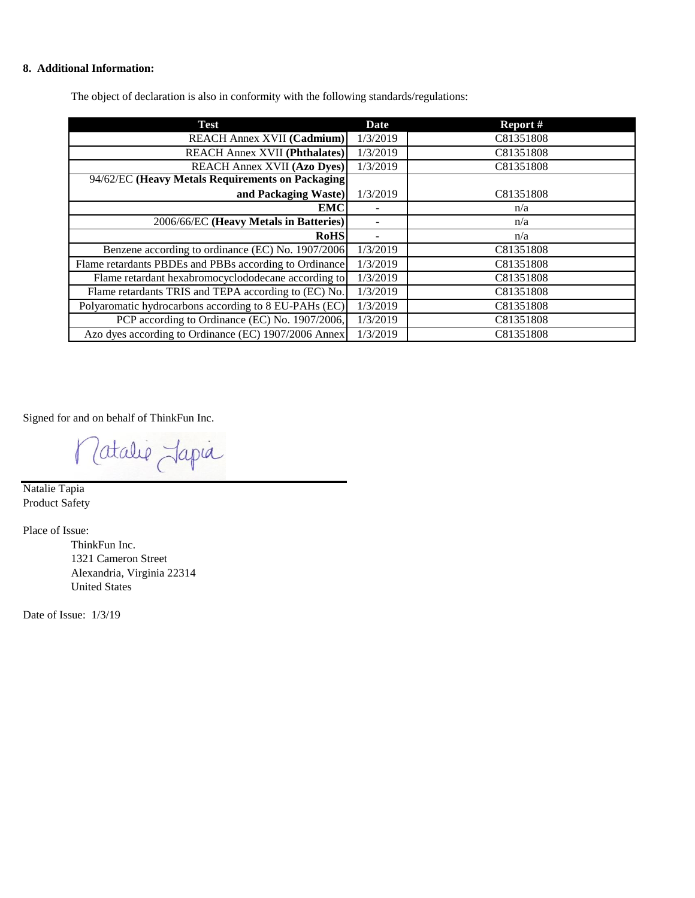**8. Additional Information:**

The object of declaration is also in conformity with the following standards/regulations:

| Test | Date | Report # |
|---|---|---|
| REACH Annex XVII **(Cadmium)** | 1/3/2019 | C81351808 |
| REACH Annex XVII **(Phthalates)** | 1/3/2019 | C81351808 |
| REACH Annex XVII **(Azo Dyes)** | 1/3/2019 | C81351808 |
| 94/62/EC **(Heavy Metals Requirements on Packaging and Packaging Waste)** | 1/3/2019 | C81351808 |
| **EMC** | - | n/a |
| 2006/66/EC **(Heavy Metals in Batteries)** | - | n/a |
| **RoHS** | - | n/a |
| Benzene according to ordinance (EC) No. 1907/2006 | 1/3/2019 | C81351808 |
| Flame retardants PBDEs and PBBs according to Ordinance | 1/3/2019 | C81351808 |
| Flame retardant hexabromocyclododecane according to | 1/3/2019 | C81351808 |
| Flame retardants TRIS and TEPA according to (EC) No. | 1/3/2019 | C81351808 |
| Polyaromatic hydrocarbons according to 8 EU-PAHs (EC) | 1/3/2019 | C81351808 |
| PCP according to Ordinance (EC) No. 1907/2006, | 1/3/2019 | C81351808 |
| Azo dyes according to Ordinance (EC) 1907/2006 Annex | 1/3/2019 | C81351808 |

Signed for and on behalf of ThinkFun Inc.

Natalie Tapia

Natalie Tapia
Product Safety

Place of Issue:

ThinkFun Inc.
1321 Cameron Street
Alexandria, Virginia 22314
United States

Date of Issue: 1/3/19